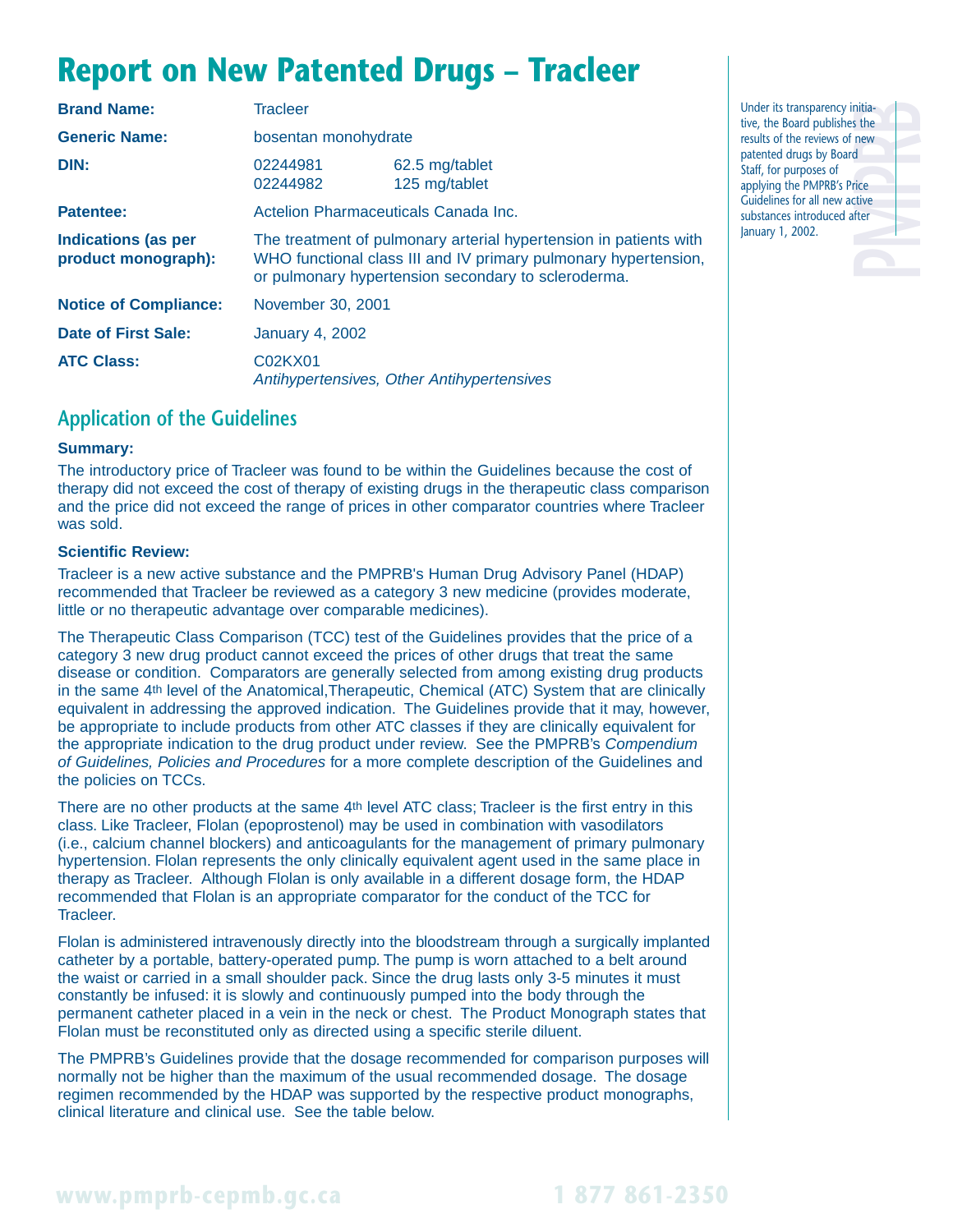# Report on New Patented Drugs – Tracleer

| | | |
|---|---|---|
| **Brand Name:** | Tracleer | |
| **Generic Name:** | bosentan monohydrate | |
| **DIN:** | 02244981<br>02244982 | 62.5 mg/tablet<br>125 mg/tablet |
| **Patentee:** | Actelion Pharmaceuticals Canada Inc. | |
| **Indications (as per product monograph):** | The treatment of pulmonary arterial hypertension in patients with WHO functional class III and IV primary pulmonary hypertension, or pulmonary hypertension secondary to scleroderma. | |
| **Notice of Compliance:** | November 30, 2001 | |
| **Date of First Sale:** | January 4, 2002 | |
| **ATC Class:** | C02KX01<br>*Antihypertensives, Other Antihypertensives* | |

Under its transparency initiative, the Board publishes the results of the reviews of new patented drugs by Board Staff, for purposes of applying the PMPRB's Price Guidelines for all new active substances introduced after January 1, 2002.

## Application of the Guidelines

**Summary:**

The introductory price of Tracleer was found to be within the Guidelines because the cost of therapy did not exceed the cost of therapy of existing drugs in the therapeutic class comparison and the price did not exceed the range of prices in other comparator countries where Tracleer was sold.

**Scientific Review:**

Tracleer is a new active substance and the PMPRB's Human Drug Advisory Panel (HDAP) recommended that Tracleer be reviewed as a category 3 new medicine (provides moderate, little or no therapeutic advantage over comparable medicines).

The Therapeutic Class Comparison (TCC) test of the Guidelines provides that the price of a category 3 new drug product cannot exceed the prices of other drugs that treat the same disease or condition. Comparators are generally selected from among existing drug products in the same 4th level of the Anatomical,Therapeutic, Chemical (ATC) System that are clinically equivalent in addressing the approved indication. The Guidelines provide that it may, however, be appropriate to include products from other ATC classes if they are clinically equivalent for the appropriate indication to the drug product under review. See the PMPRB's *Compendium of Guidelines, Policies and Procedures* for a more complete description of the Guidelines and the policies on TCCs.

There are no other products at the same 4th level ATC class; Tracleer is the first entry in this class. Like Tracleer, Flolan (epoprostenol) may be used in combination with vasodilators (i.e., calcium channel blockers) and anticoagulants for the management of primary pulmonary hypertension. Flolan represents the only clinically equivalent agent used in the same place in therapy as Tracleer. Although Flolan is only available in a different dosage form, the HDAP recommended that Flolan is an appropriate comparator for the conduct of the TCC for Tracleer.

Flolan is administered intravenously directly into the bloodstream through a surgically implanted catheter by a portable, battery-operated pump. The pump is worn attached to a belt around the waist or carried in a small shoulder pack. Since the drug lasts only 3-5 minutes it must constantly be infused: it is slowly and continuously pumped into the body through the permanent catheter placed in a vein in the neck or chest. The Product Monograph states that Flolan must be reconstituted only as directed using a specific sterile diluent.

The PMPRB's Guidelines provide that the dosage recommended for comparison purposes will normally not be higher than the maximum of the usual recommended dosage. The dosage regimen recommended by the HDAP was supported by the respective product monographs, clinical literature and clinical use. See the table below.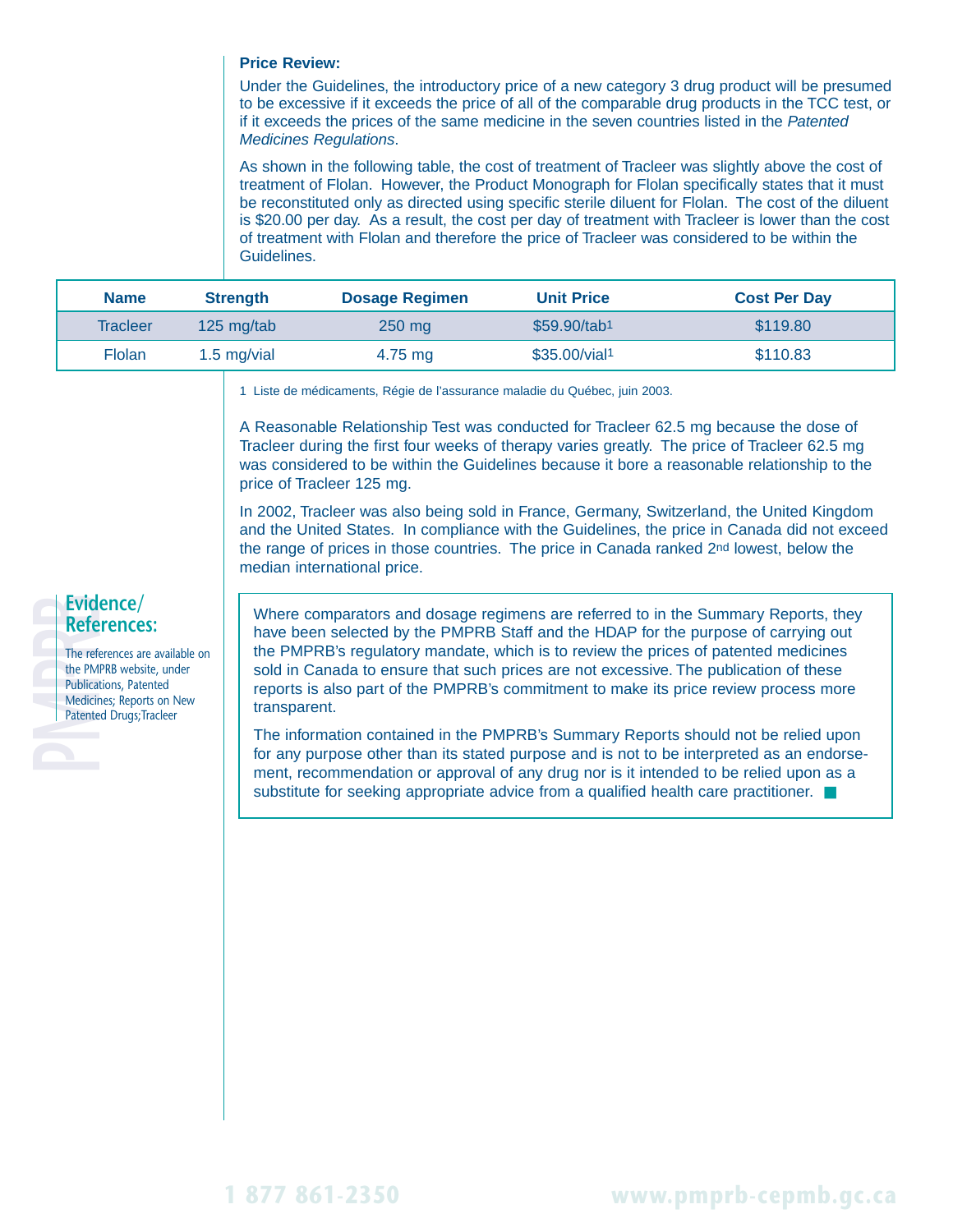**Price Review:**

Under the Guidelines, the introductory price of a new category 3 drug product will be presumed to be excessive if it exceeds the price of all of the comparable drug products in the TCC test, or if it exceeds the prices of the same medicine in the seven countries listed in the *Patented Medicines Regulations*.

As shown in the following table, the cost of treatment of Tracleer was slightly above the cost of treatment of Flolan. However, the Product Monograph for Flolan specifically states that it must be reconstituted only as directed using specific sterile diluent for Flolan. The cost of the diluent is $20.00 per day. As a result, the cost per day of treatment with Tracleer is lower than the cost of treatment with Flolan and therefore the price of Tracleer was considered to be within the Guidelines.

| Name | Strength | Dosage Regimen | Unit Price | Cost Per Day |
|---|---|---|---|---|
| Tracleer | 125 mg/tab | 250 mg | $59.90/tab[1] | $119.80 |
| Flolan | 1.5 mg/vial | 4.75 mg | $35.00/vial[1] | $110.83 |

1 Liste de médicaments, Régie de l'assurance maladie du Québec, juin 2003.

A Reasonable Relationship Test was conducted for Tracleer 62.5 mg because the dose of Tracleer during the first four weeks of therapy varies greatly. The price of Tracleer 62.5 mg was considered to be within the Guidelines because it bore a reasonable relationship to the price of Tracleer 125 mg.

In 2002, Tracleer was also being sold in France, Germany, Switzerland, the United Kingdom and the United States. In compliance with the Guidelines, the price in Canada did not exceed the range of prices in those countries. The price in Canada ranked 2nd lowest, below the median international price.

## Evidence/ References:

The references are available on the PMPRB website, under Publications, Patented Medicines; Reports on New Patented Drugs;Tracleer

Where comparators and dosage regimens are referred to in the Summary Reports, they have been selected by the PMPRB Staff and the HDAP for the purpose of carrying out the PMPRB's regulatory mandate, which is to review the prices of patented medicines sold in Canada to ensure that such prices are not excessive. The publication of these reports is also part of the PMPRB's commitment to make its price review process more transparent.

The information contained in the PMPRB's Summary Reports should not be relied upon for any purpose other than its stated purpose and is not to be interpreted as an endorsement, recommendation or approval of any drug nor is it intended to be relied upon as a substitute for seeking appropriate advice from a qualified health care practitioner.